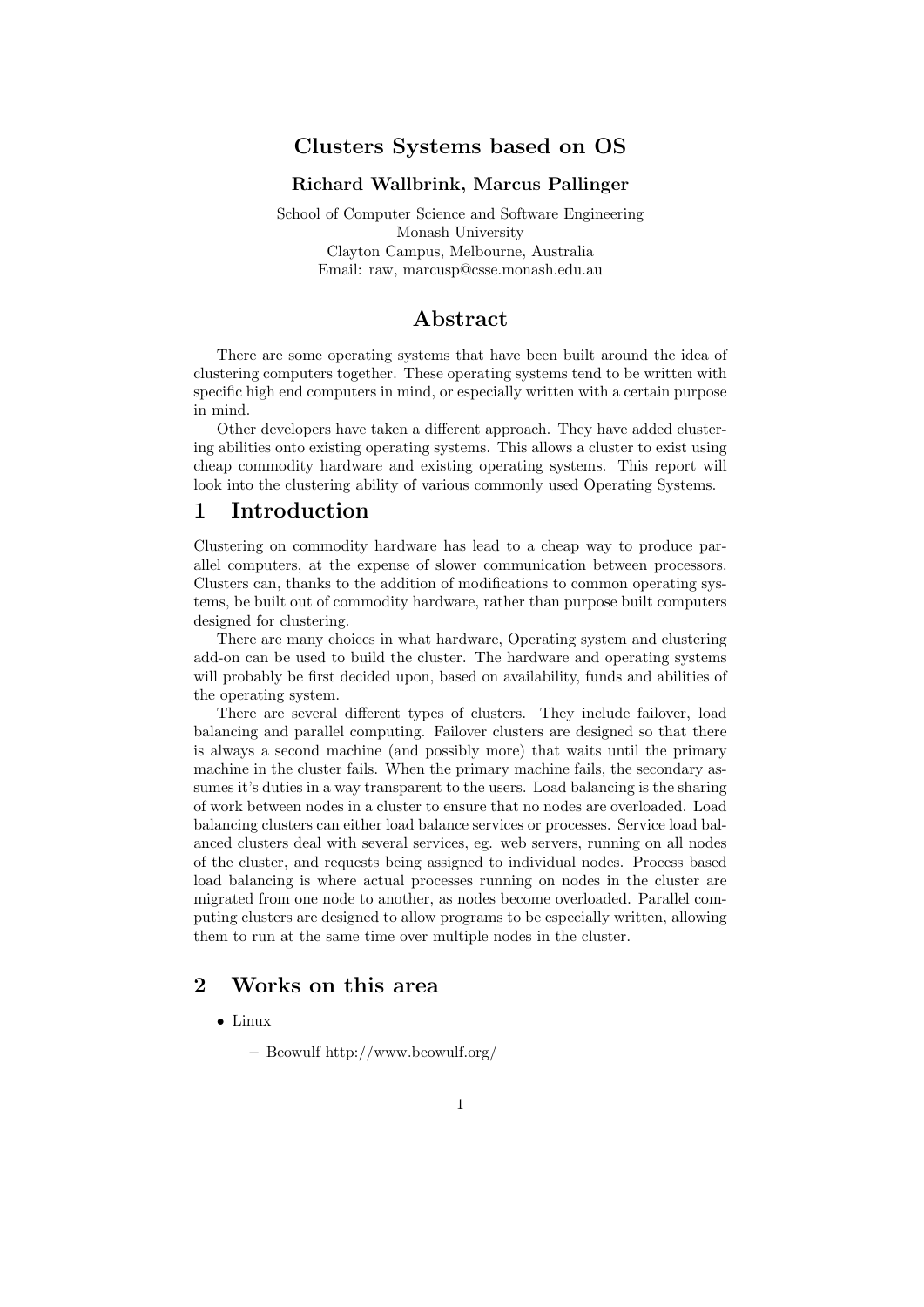# Clusters Systems based on OS

**Richard Wallbrink, Marcus Pallinger**

School of Computer Science and Software Engineering
Monash University
Clayton Campus, Melbourne, Australia
Email: raw, marcusp@csse.monash.edu.au

## Abstract

There are some operating systems that have been built around the idea of clustering computers together. These operating systems tend to be written with specific high end computers in mind, or especially written with a certain purpose in mind.

Other developers have taken a different approach. They have added clustering abilities onto existing operating systems. This allows a cluster to exist using cheap commodity hardware and existing operating systems. This report will look into the clustering ability of various commonly used Operating Systems.

## 1 Introduction

Clustering on commodity hardware has lead to a cheap way to produce parallel computers, at the expense of slower communication between processors. Clusters can, thanks to the addition of modifications to common operating systems, be built out of commodity hardware, rather than purpose built computers designed for clustering.

There are many choices in what hardware, Operating system and clustering add-on can be used to build the cluster. The hardware and operating systems will probably be first decided upon, based on availability, funds and abilities of the operating system.

There are several different types of clusters. They include failover, load balancing and parallel computing. Failover clusters are designed so that there is always a second machine (and possibly more) that waits until the primary machine in the cluster fails. When the primary machine fails, the secondary assumes it's duties in a way transparent to the users. Load balancing is the sharing of work between nodes in a cluster to ensure that no nodes are overloaded. Load balancing clusters can either load balance services or processes. Service load balanced clusters deal with several services, eg. web servers, running on all nodes of the cluster, and requests being assigned to individual nodes. Process based load balancing is where actual processes running on nodes in the cluster are migrated from one node to another, as nodes become overloaded. Parallel computing clusters are designed to allow programs to be especially written, allowing them to run at the same time over multiple nodes in the cluster.

## 2 Works on this area

- Linux
  - Beowulf http://www.beowulf.org/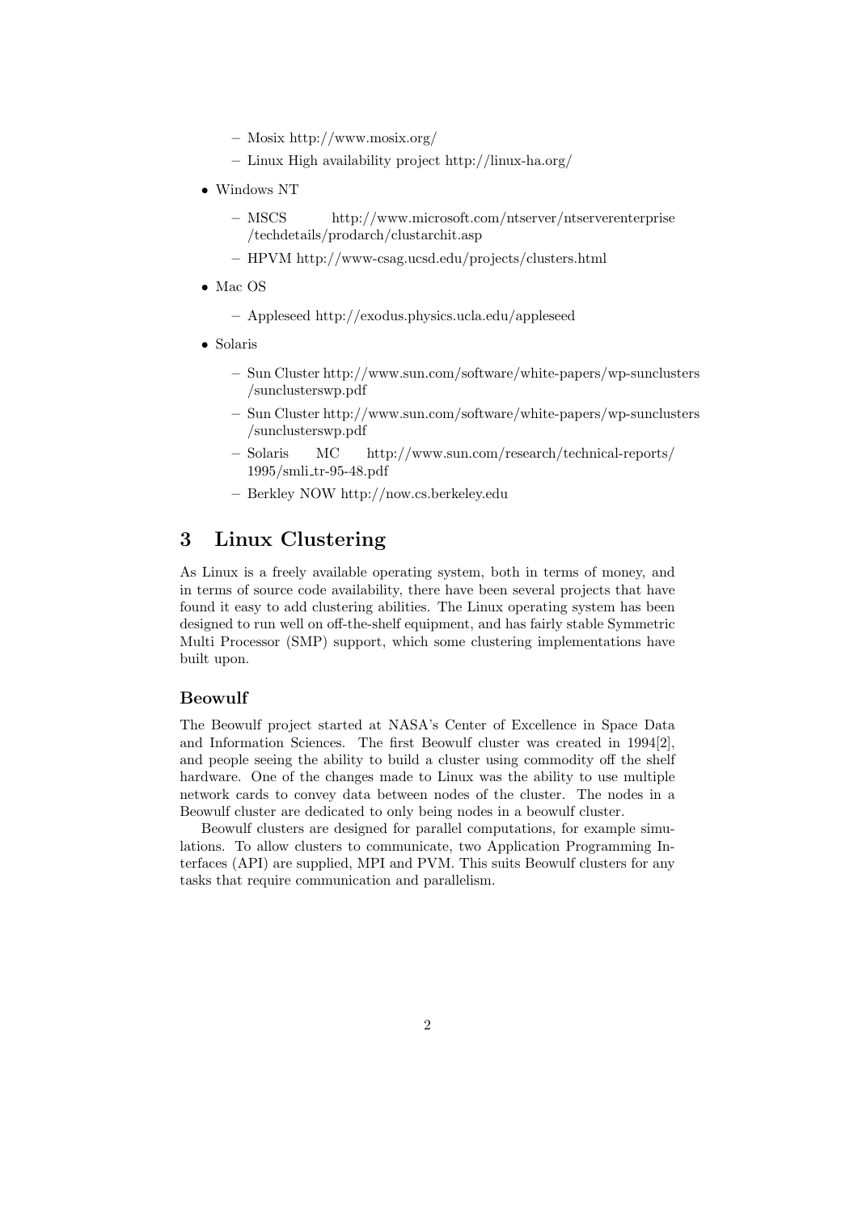- Mosix http://www.mosix.org/
  - Linux High availability project http://linux-ha.org/

- Windows NT
  - MSCS http://www.microsoft.com/ntserver/ntserverenterprise/techdetails/prodarch/clustarchit.asp
  - HPVM http://www-csag.ucsd.edu/projects/clusters.html

- Mac OS
  - Appleseed http://exodus.physics.ucla.edu/appleseed

- Solaris
  - Sun Cluster http://www.sun.com/software/white-papers/wp-sunclusters/sunclusterswp.pdf
  - Sun Cluster http://www.sun.com/software/white-papers/wp-sunclusters/sunclusterswp.pdf
  - Solaris MC http://www.sun.com/research/technical-reports/1995/smli_tr-95-48.pdf
  - Berkley NOW http://now.cs.berkeley.edu

## 3 Linux Clustering

As Linux is a freely available operating system, both in terms of money, and in terms of source code availability, there have been several projects that have found it easy to add clustering abilities. The Linux operating system has been designed to run well on off-the-shelf equipment, and has fairly stable Symmetric Multi Processor (SMP) support, which some clustering implementations have built upon.

### Beowulf

The Beowulf project started at NASA's Center of Excellence in Space Data and Information Sciences. The first Beowulf cluster was created in 1994[2], and people seeing the ability to build a cluster using commodity off the shelf hardware. One of the changes made to Linux was the ability to use multiple network cards to convey data between nodes of the cluster. The nodes in a Beowulf cluster are dedicated to only being nodes in a beowulf cluster.

Beowulf clusters are designed for parallel computations, for example simulations. To allow clusters to communicate, two Application Programming Interfaces (API) are supplied, MPI and PVM. This suits Beowulf clusters for any tasks that require communication and parallelism.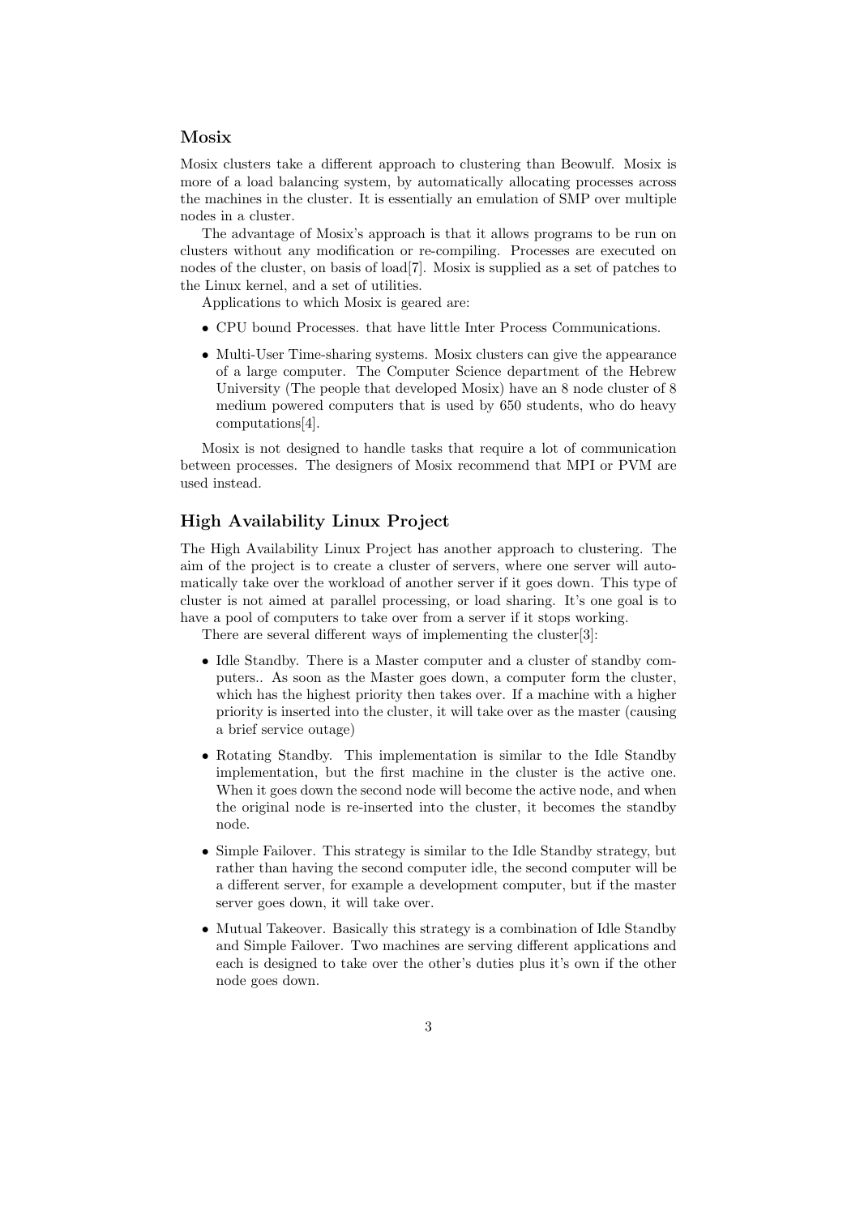### Mosix

Mosix clusters take a different approach to clustering than Beowulf. Mosix is more of a load balancing system, by automatically allocating processes across the machines in the cluster. It is essentially an emulation of SMP over multiple nodes in a cluster.

The advantage of Mosix's approach is that it allows programs to be run on clusters without any modification or re-compiling. Processes are executed on nodes of the cluster, on basis of load[7]. Mosix is supplied as a set of patches to the Linux kernel, and a set of utilities.

Applications to which Mosix is geared are:

- CPU bound Processes. that have little Inter Process Communications.
- Multi-User Time-sharing systems. Mosix clusters can give the appearance of a large computer. The Computer Science department of the Hebrew University (The people that developed Mosix) have an 8 node cluster of 8 medium powered computers that is used by 650 students, who do heavy computations[4].

Mosix is not designed to handle tasks that require a lot of communication between processes. The designers of Mosix recommend that MPI or PVM are used instead.

### High Availability Linux Project

The High Availability Linux Project has another approach to clustering. The aim of the project is to create a cluster of servers, where one server will automatically take over the workload of another server if it goes down. This type of cluster is not aimed at parallel processing, or load sharing. It's one goal is to have a pool of computers to take over from a server if it stops working.

There are several different ways of implementing the cluster[3]:

- Idle Standby. There is a Master computer and a cluster of standby computers.. As soon as the Master goes down, a computer form the cluster, which has the highest priority then takes over. If a machine with a higher priority is inserted into the cluster, it will take over as the master (causing a brief service outage)
- Rotating Standby. This implementation is similar to the Idle Standby implementation, but the first machine in the cluster is the active one. When it goes down the second node will become the active node, and when the original node is re-inserted into the cluster, it becomes the standby node.
- Simple Failover. This strategy is similar to the Idle Standby strategy, but rather than having the second computer idle, the second computer will be a different server, for example a development computer, but if the master server goes down, it will take over.
- Mutual Takeover. Basically this strategy is a combination of Idle Standby and Simple Failover. Two machines are serving different applications and each is designed to take over the other's duties plus it's own if the other node goes down.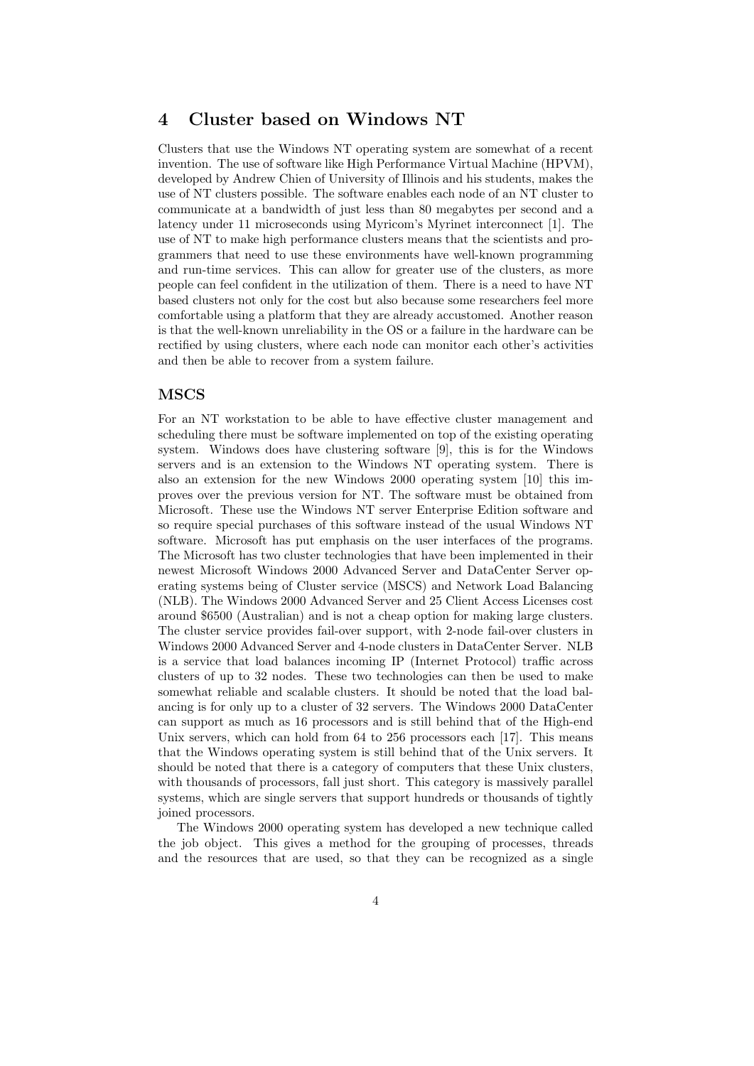## 4 Cluster based on Windows NT

Clusters that use the Windows NT operating system are somewhat of a recent invention. The use of software like High Performance Virtual Machine (HPVM), developed by Andrew Chien of University of Illinois and his students, makes the use of NT clusters possible. The software enables each node of an NT cluster to communicate at a bandwidth of just less than 80 megabytes per second and a latency under 11 microseconds using Myricom's Myrinet interconnect [1]. The use of NT to make high performance clusters means that the scientists and programmers that need to use these environments have well-known programming and run-time services. This can allow for greater use of the clusters, as more people can feel confident in the utilization of them. There is a need to have NT based clusters not only for the cost but also because some researchers feel more comfortable using a platform that they are already accustomed. Another reason is that the well-known unreliability in the OS or a failure in the hardware can be rectified by using clusters, where each node can monitor each other's activities and then be able to recover from a system failure.

### MSCS

For an NT workstation to be able to have effective cluster management and scheduling there must be software implemented on top of the existing operating system. Windows does have clustering software [9], this is for the Windows servers and is an extension to the Windows NT operating system. There is also an extension for the new Windows 2000 operating system [10] this improves over the previous version for NT. The software must be obtained from Microsoft. These use the Windows NT server Enterprise Edition software and so require special purchases of this software instead of the usual Windows NT software. Microsoft has put emphasis on the user interfaces of the programs. The Microsoft has two cluster technologies that have been implemented in their newest Microsoft Windows 2000 Advanced Server and DataCenter Server operating systems being of Cluster service (MSCS) and Network Load Balancing (NLB). The Windows 2000 Advanced Server and 25 Client Access Licenses cost around $6500 (Australian) and is not a cheap option for making large clusters. The cluster service provides fail-over support, with 2-node fail-over clusters in Windows 2000 Advanced Server and 4-node clusters in DataCenter Server. NLB is a service that load balances incoming IP (Internet Protocol) traffic across clusters of up to 32 nodes. These two technologies can then be used to make somewhat reliable and scalable clusters. It should be noted that the load balancing is for only up to a cluster of 32 servers. The Windows 2000 DataCenter can support as much as 16 processors and is still behind that of the High-end Unix servers, which can hold from 64 to 256 processors each [17]. This means that the Windows operating system is still behind that of the Unix servers. It should be noted that there is a category of computers that these Unix clusters, with thousands of processors, fall just short. This category is massively parallel systems, which are single servers that support hundreds or thousands of tightly joined processors.

The Windows 2000 operating system has developed a new technique called the job object. This gives a method for the grouping of processes, threads and the resources that are used, so that they can be recognized as a single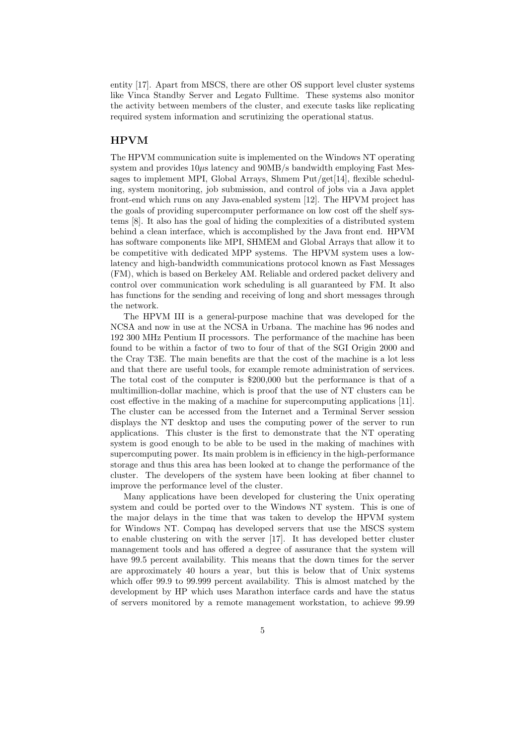entity [17]. Apart from MSCS, there are other OS support level cluster systems like Vinca Standby Server and Legato Fulltime. These systems also monitor the activity between members of the cluster, and execute tasks like replicating required system information and scrutinizing the operational status.

### HPVM

The HPVM communication suite is implemented on the Windows NT operating system and provides $10\mu s$ latency and 90MB/s bandwidth employing Fast Messages to implement MPI, Global Arrays, Shmem Put/get[14], flexible scheduling, system monitoring, job submission, and control of jobs via a Java applet front-end which runs on any Java-enabled system [12]. The HPVM project has the goals of providing supercomputer performance on low cost off the shelf systems [8]. It also has the goal of hiding the complexities of a distributed system behind a clean interface, which is accomplished by the Java front end. HPVM has software components like MPI, SHMEM and Global Arrays that allow it to be competitive with dedicated MPP systems. The HPVM system uses a low-latency and high-bandwidth communications protocol known as Fast Messages (FM), which is based on Berkeley AM. Reliable and ordered packet delivery and control over communication work scheduling is all guaranteed by FM. It also has functions for the sending and receiving of long and short messages through the network.

The HPVM III is a general-purpose machine that was developed for the NCSA and now in use at the NCSA in Urbana. The machine has 96 nodes and 192 300 MHz Pentium II processors. The performance of the machine has been found to be within a factor of two to four of that of the SGI Origin 2000 and the Cray T3E. The main benefits are that the cost of the machine is a lot less and that there are useful tools, for example remote administration of services. The total cost of the computer is \$200,000 but the performance is that of a multimillion-dollar machine, which is proof that the use of NT clusters can be cost effective in the making of a machine for supercomputing applications [11]. The cluster can be accessed from the Internet and a Terminal Server session displays the NT desktop and uses the computing power of the server to run applications. This cluster is the first to demonstrate that the NT operating system is good enough to be able to be used in the making of machines with supercomputing power. Its main problem is in efficiency in the high-performance storage and thus this area has been looked at to change the performance of the cluster. The developers of the system have been looking at fiber channel to improve the performance level of the cluster.

Many applications have been developed for clustering the Unix operating system and could be ported over to the Windows NT system. This is one of the major delays in the time that was taken to develop the HPVM system for Windows NT. Compaq has developed servers that use the MSCS system to enable clustering on with the server [17]. It has developed better cluster management tools and has offered a degree of assurance that the system will have 99.5 percent availability. This means that the down times for the server are approximately 40 hours a year, but this is below that of Unix systems which offer 99.9 to 99.999 percent availability. This is almost matched by the development by HP which uses Marathon interface cards and have the status of servers monitored by a remote management workstation, to achieve 99.99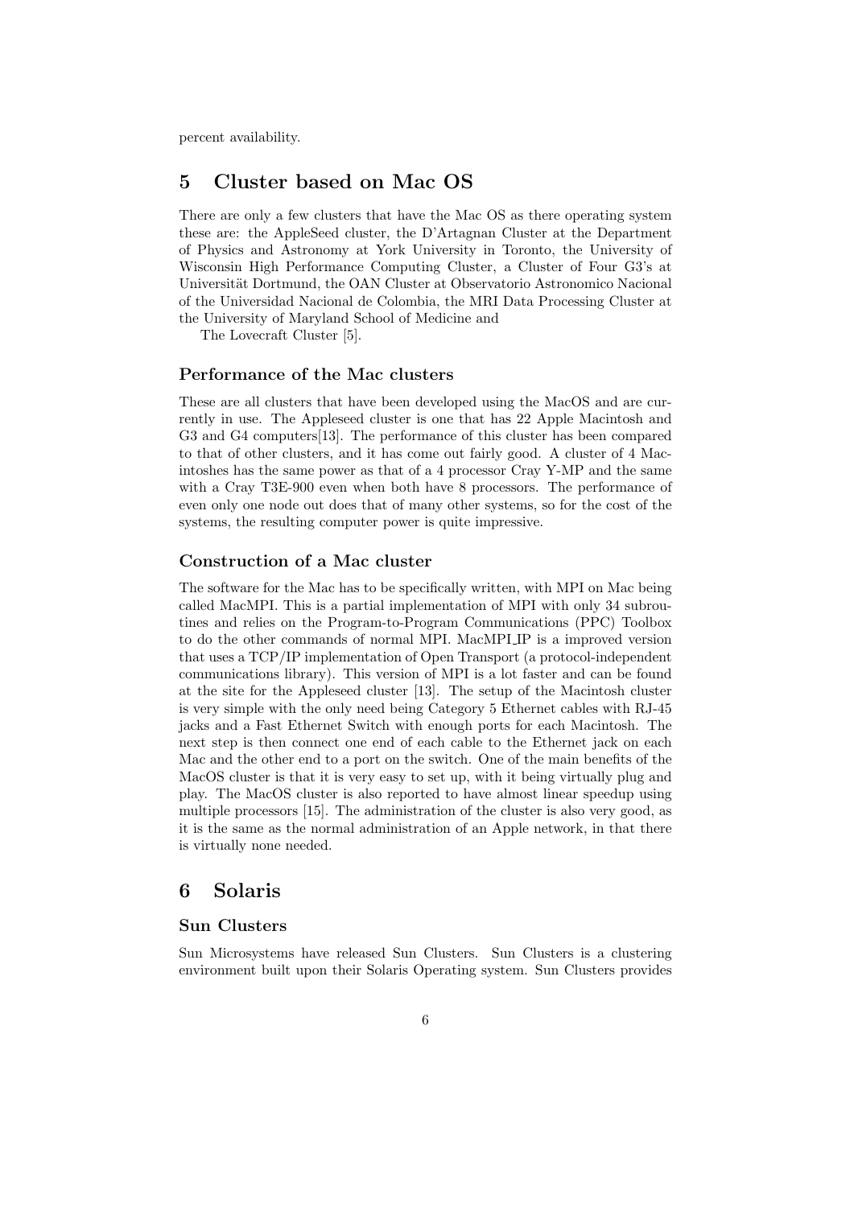percent availability.

# 5 Cluster based on Mac OS

There are only a few clusters that have the Mac OS as there operating system these are: the AppleSeed cluster, the D'Artagnan Cluster at the Department of Physics and Astronomy at York University in Toronto, the University of Wisconsin High Performance Computing Cluster, a Cluster of Four G3's at Universität Dortmund, the OAN Cluster at Observatorio Astronomico Nacional of the Universidad Nacional de Colombia, the MRI Data Processing Cluster at the University of Maryland School of Medicine and

The Lovecraft Cluster [5].

### Performance of the Mac clusters

These are all clusters that have been developed using the MacOS and are currently in use. The Appleseed cluster is one that has 22 Apple Macintosh and G3 and G4 computers[13]. The performance of this cluster has been compared to that of other clusters, and it has come out fairly good. A cluster of 4 Macintoshes has the same power as that of a 4 processor Cray Y-MP and the same with a Cray T3E-900 even when both have 8 processors. The performance of even only one node out does that of many other systems, so for the cost of the systems, the resulting computer power is quite impressive.

### Construction of a Mac cluster

The software for the Mac has to be specifically written, with MPI on Mac being called MacMPI. This is a partial implementation of MPI with only 34 subroutines and relies on the Program-to-Program Communications (PPC) Toolbox to do the other commands of normal MPI. MacMPI_IP is a improved version that uses a TCP/IP implementation of Open Transport (a protocol-independent communications library). This version of MPI is a lot faster and can be found at the site for the Appleseed cluster [13]. The setup of the Macintosh cluster is very simple with the only need being Category 5 Ethernet cables with RJ-45 jacks and a Fast Ethernet Switch with enough ports for each Macintosh. The next step is then connect one end of each cable to the Ethernet jack on each Mac and the other end to a port on the switch. One of the main benefits of the MacOS cluster is that it is very easy to set up, with it being virtually plug and play. The MacOS cluster is also reported to have almost linear speedup using multiple processors [15]. The administration of the cluster is also very good, as it is the same as the normal administration of an Apple network, in that there is virtually none needed.

# 6 Solaris

### Sun Clusters

Sun Microsystems have released Sun Clusters. Sun Clusters is a clustering environment built upon their Solaris Operating system. Sun Clusters provides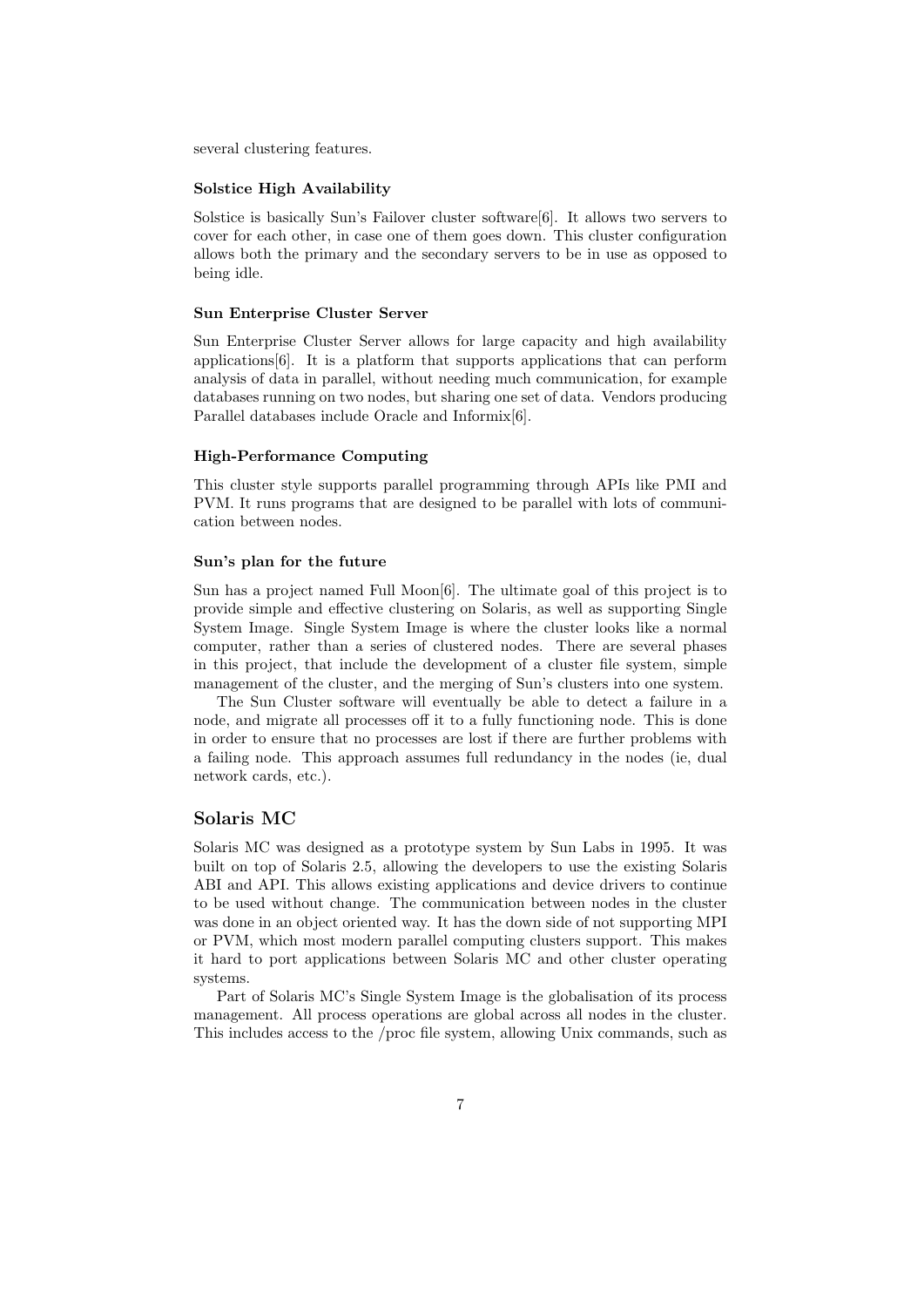several clustering features.

#### Solstice High Availability

Solstice is basically Sun's Failover cluster software[6]. It allows two servers to cover for each other, in case one of them goes down. This cluster configuration allows both the primary and the secondary servers to be in use as opposed to being idle.

#### Sun Enterprise Cluster Server

Sun Enterprise Cluster Server allows for large capacity and high availability applications[6]. It is a platform that supports applications that can perform analysis of data in parallel, without needing much communication, for example databases running on two nodes, but sharing one set of data. Vendors producing Parallel databases include Oracle and Informix[6].

#### High-Performance Computing

This cluster style supports parallel programming through APIs like PMI and PVM. It runs programs that are designed to be parallel with lots of communication between nodes.

#### Sun's plan for the future

Sun has a project named Full Moon[6]. The ultimate goal of this project is to provide simple and effective clustering on Solaris, as well as supporting Single System Image. Single System Image is where the cluster looks like a normal computer, rather than a series of clustered nodes. There are several phases in this project, that include the development of a cluster file system, simple management of the cluster, and the merging of Sun's clusters into one system.

The Sun Cluster software will eventually be able to detect a failure in a node, and migrate all processes off it to a fully functioning node. This is done in order to ensure that no processes are lost if there are further problems with a failing node. This approach assumes full redundancy in the nodes (ie, dual network cards, etc.).

### Solaris MC

Solaris MC was designed as a prototype system by Sun Labs in 1995. It was built on top of Solaris 2.5, allowing the developers to use the existing Solaris ABI and API. This allows existing applications and device drivers to continue to be used without change. The communication between nodes in the cluster was done in an object oriented way. It has the down side of not supporting MPI or PVM, which most modern parallel computing clusters support. This makes it hard to port applications between Solaris MC and other cluster operating systems.

Part of Solaris MC's Single System Image is the globalisation of its process management. All process operations are global across all nodes in the cluster. This includes access to the /proc file system, allowing Unix commands, such as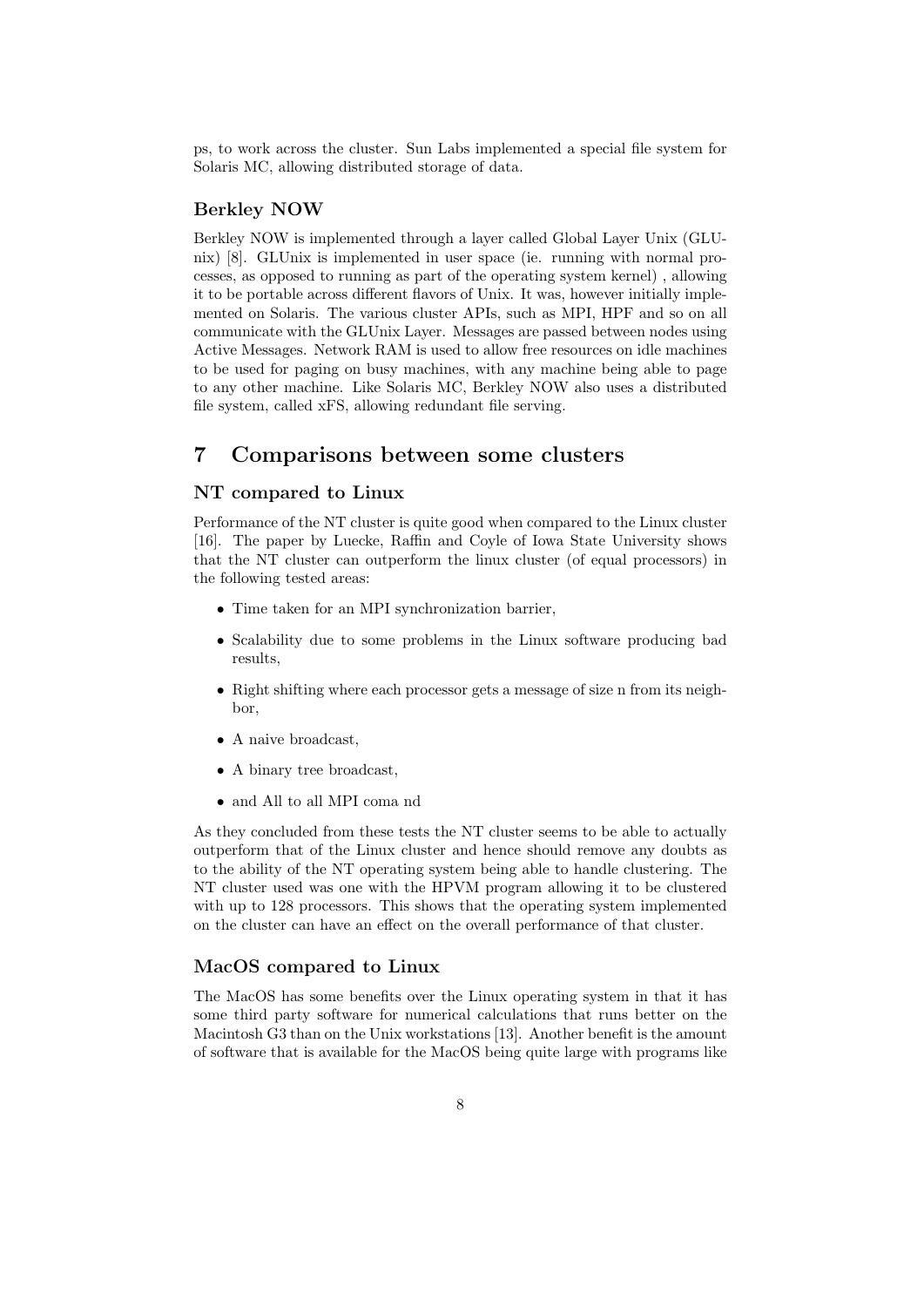ps, to work across the cluster. Sun Labs implemented a special file system for Solaris MC, allowing distributed storage of data.

### Berkley NOW

Berkley NOW is implemented through a layer called Global Layer Unix (GLUnix) [8]. GLUnix is implemented in user space (ie. running with normal processes, as opposed to running as part of the operating system kernel) , allowing it to be portable across different flavors of Unix. It was, however initially implemented on Solaris. The various cluster APIs, such as MPI, HPF and so on all communicate with the GLUnix Layer. Messages are passed between nodes using Active Messages. Network RAM is used to allow free resources on idle machines to be used for paging on busy machines, with any machine being able to page to any other machine. Like Solaris MC, Berkley NOW also uses a distributed file system, called xFS, allowing redundant file serving.

## 7 Comparisons between some clusters

### NT compared to Linux

Performance of the NT cluster is quite good when compared to the Linux cluster [16]. The paper by Luecke, Raffin and Coyle of Iowa State University shows that the NT cluster can outperform the linux cluster (of equal processors) in the following tested areas:

- Time taken for an MPI synchronization barrier,
- Scalability due to some problems in the Linux software producing bad results,
- Right shifting where each processor gets a message of size n from its neighbor,
- A naive broadcast,
- A binary tree broadcast,
- and All to all MPI coma nd

As they concluded from these tests the NT cluster seems to be able to actually outperform that of the Linux cluster and hence should remove any doubts as to the ability of the NT operating system being able to handle clustering. The NT cluster used was one with the HPVM program allowing it to be clustered with up to 128 processors. This shows that the operating system implemented on the cluster can have an effect on the overall performance of that cluster.

### MacOS compared to Linux

The MacOS has some benefits over the Linux operating system in that it has some third party software for numerical calculations that runs better on the Macintosh G3 than on the Unix workstations [13]. Another benefit is the amount of software that is available for the MacOS being quite large with programs like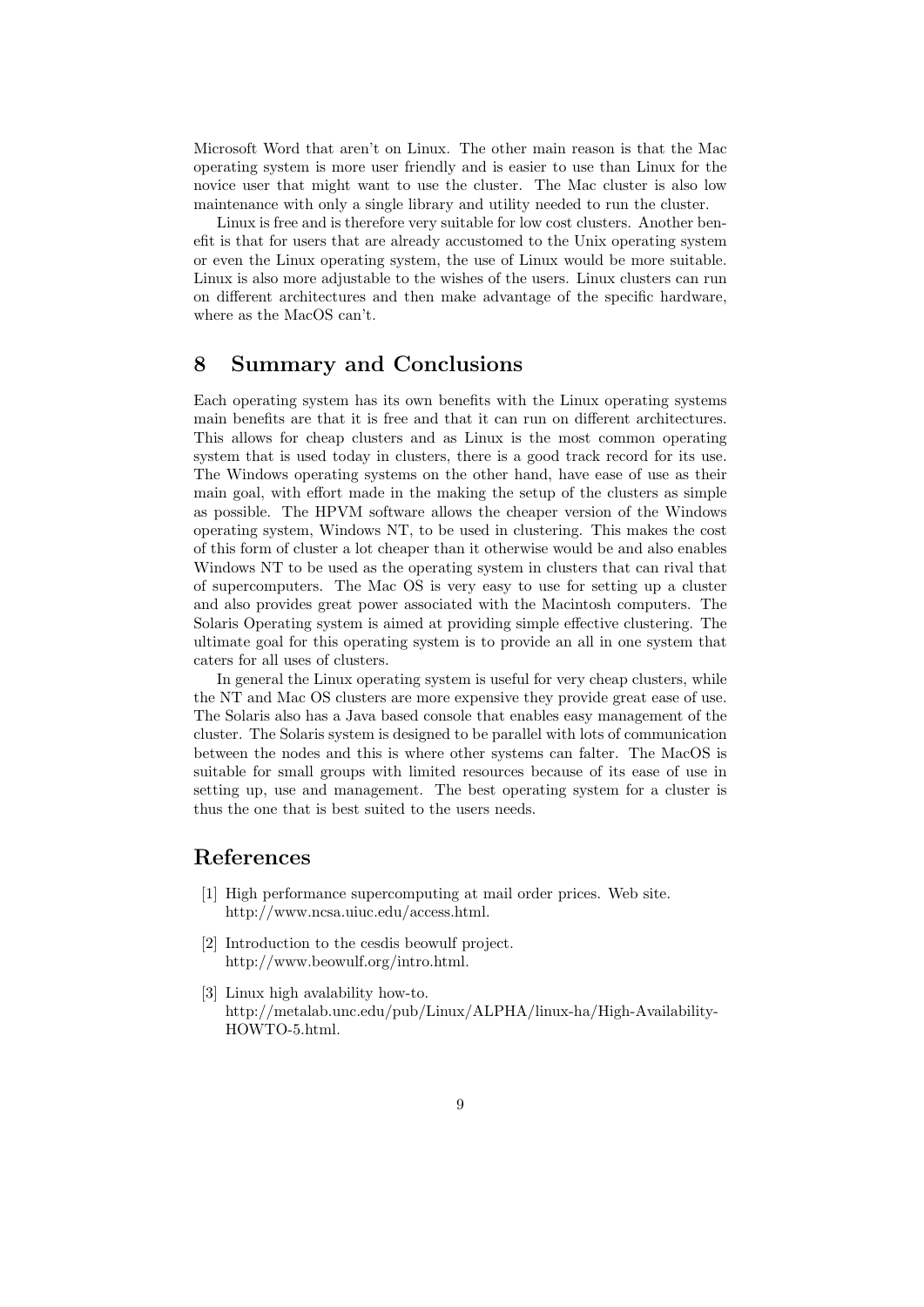Microsoft Word that aren't on Linux. The other main reason is that the Mac operating system is more user friendly and is easier to use than Linux for the novice user that might want to use the cluster. The Mac cluster is also low maintenance with only a single library and utility needed to run the cluster.

Linux is free and is therefore very suitable for low cost clusters. Another benefit is that for users that are already accustomed to the Unix operating system or even the Linux operating system, the use of Linux would be more suitable. Linux is also more adjustable to the wishes of the users. Linux clusters can run on different architectures and then make advantage of the specific hardware, where as the MacOS can't.

## 8 Summary and Conclusions

Each operating system has its own benefits with the Linux operating systems main benefits are that it is free and that it can run on different architectures. This allows for cheap clusters and as Linux is the most common operating system that is used today in clusters, there is a good track record for its use. The Windows operating systems on the other hand, have ease of use as their main goal, with effort made in the making the setup of the clusters as simple as possible. The HPVM software allows the cheaper version of the Windows operating system, Windows NT, to be used in clustering. This makes the cost of this form of cluster a lot cheaper than it otherwise would be and also enables Windows NT to be used as the operating system in clusters that can rival that of supercomputers. The Mac OS is very easy to use for setting up a cluster and also provides great power associated with the Macintosh computers. The Solaris Operating system is aimed at providing simple effective clustering. The ultimate goal for this operating system is to provide an all in one system that caters for all uses of clusters.

In general the Linux operating system is useful for very cheap clusters, while the NT and Mac OS clusters are more expensive they provide great ease of use. The Solaris also has a Java based console that enables easy management of the cluster. The Solaris system is designed to be parallel with lots of communication between the nodes and this is where other systems can falter. The MacOS is suitable for small groups with limited resources because of its ease of use in setting up, use and management. The best operating system for a cluster is thus the one that is best suited to the users needs.

## References

[1] High performance supercomputing at mail order prices. Web site. http://www.ncsa.uiuc.edu/access.html.

[2] Introduction to the cesdis beowulf project. http://www.beowulf.org/intro.html.

[3] Linux high avalability how-to. http://metalab.unc.edu/pub/Linux/ALPHA/linux-ha/High-Availability-HOWTO-5.html.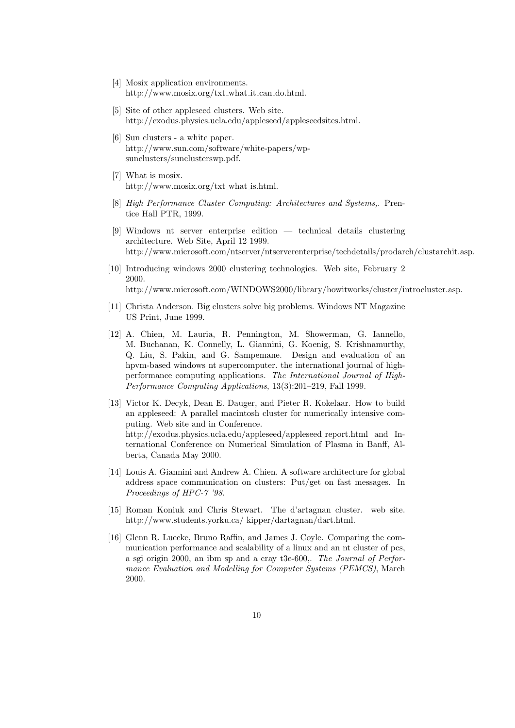[4] Mosix application environments.
http://www.mosix.org/txt_what_it_can_do.html.

[5] Site of other appleseed clusters. Web site.
http://exodus.physics.ucla.edu/appleseed/appleseedsites.html.

[6] Sun clusters - a white paper.
http://www.sun.com/software/white-papers/wp-sunclusters/sunclusterswp.pdf.

[7] What is mosix.
http://www.mosix.org/txt_what_is.html.

[8] *High Performance Cluster Computing: Architectures and Systems,*. Prentice Hall PTR, 1999.

[9] Windows nt server enterprise edition — technical details clustering architecture. Web Site, April 12 1999.
http://www.microsoft.com/ntserver/ntserverenterprise/techdetails/prodarch/clustarchit.asp.

[10] Introducing windows 2000 clustering technologies. Web site, February 2 2000.
http://www.microsoft.com/WINDOWS2000/library/howitworks/cluster/introcluster.asp.

[11] Christa Anderson. Big clusters solve big problems. Windows NT Magazine US Print, June 1999.

[12] A. Chien, M. Lauria, R. Pennington, M. Showerman, G. Iannello, M. Buchanan, K. Connelly, L. Giannini, G. Koenig, S. Krishnamurthy, Q. Liu, S. Pakin, and G. Sampemane. Design and evaluation of an hpvm-based windows nt supercomputer. the international journal of high-performance computing applications. *The International Journal of High-Performance Computing Applications*, 13(3):201–219, Fall 1999.

[13] Victor K. Decyk, Dean E. Dauger, and Pieter R. Kokelaar. How to build an appleseed: A parallel macintosh cluster for numerically intensive computing. Web site and in Conference.
http://exodus.physics.ucla.edu/appleseed/appleseed_report.html and International Conference on Numerical Simulation of Plasma in Banff, Alberta, Canada May 2000.

[14] Louis A. Giannini and Andrew A. Chien. A software architecture for global address space communication on clusters: Put/get on fast messages. In *Proceedings of HPC-7 '98*.

[15] Roman Koniuk and Chris Stewart. The d'artagnan cluster. web site. http://www.students.yorku.ca/ kipper/dartagnan/dart.html.

[16] Glenn R. Luecke, Bruno Raffin, and James J. Coyle. Comparing the communication performance and scalability of a linux and an nt cluster of pcs, a sgi origin 2000, an ibm sp and a cray t3e-600,. *The Journal of Performance Evaluation and Modelling for Computer Systems (PEMCS)*, March 2000.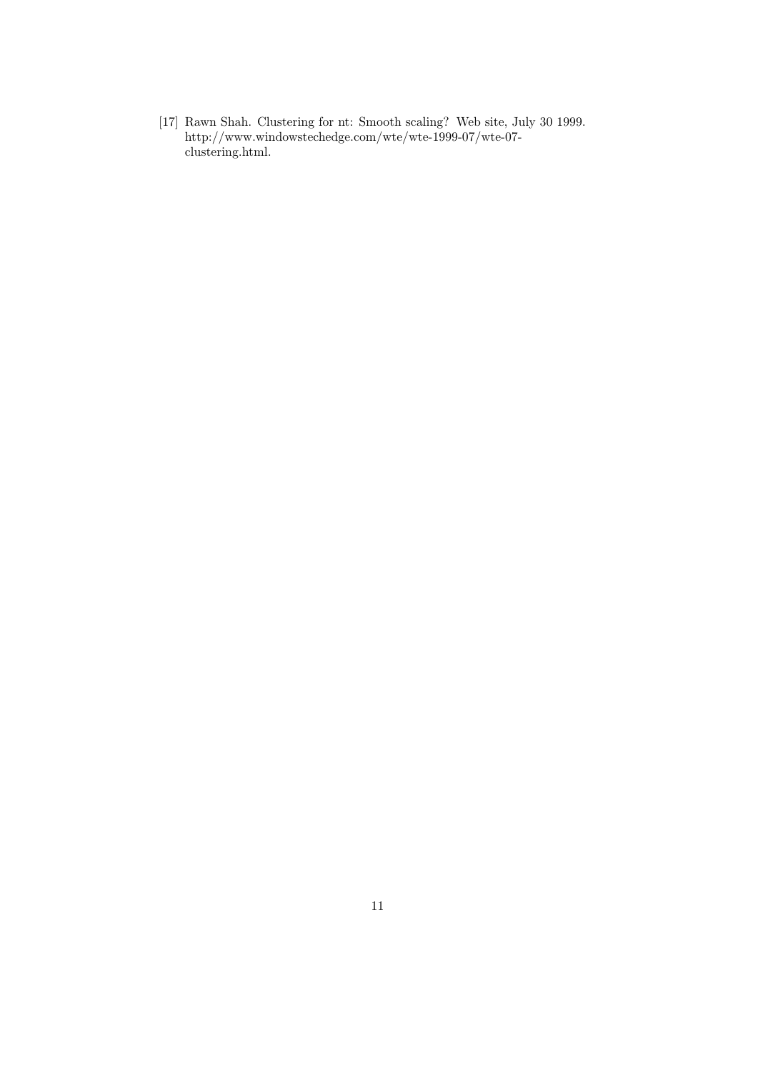[17] Rawn Shah. Clustering for nt: Smooth scaling? Web site, July 30 1999. http://www.windowstechedge.com/wte/wte-1999-07/wte-07-clustering.html.